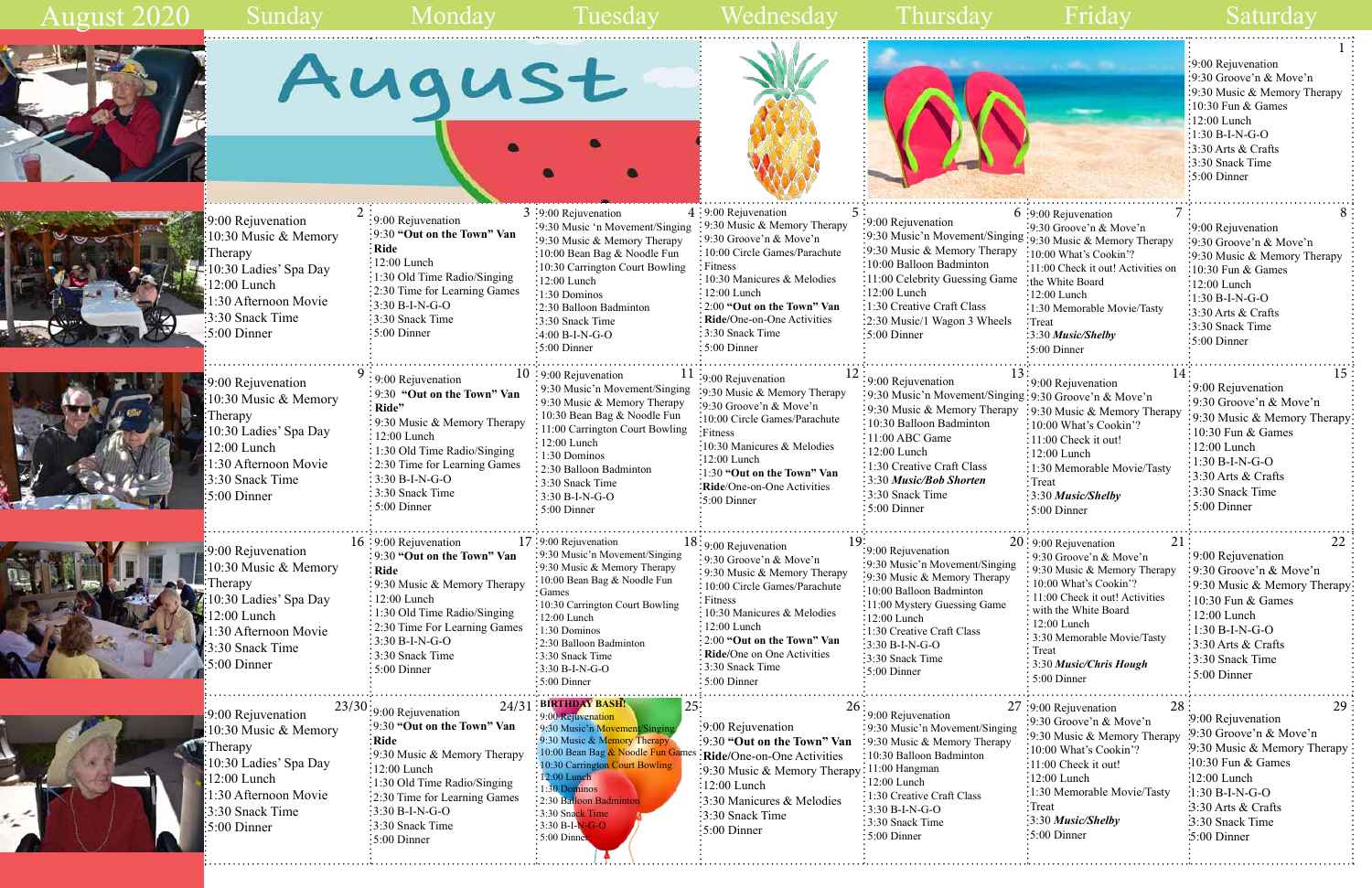# August 2020

| Sunday | Monday | Tuesday | Wednesday | Thursday | Friday | Saturday |
|---|---|---|---|---|---|---|
| | | | | | | **1**<br>9:00 Rejuvenation<br>9:30 Groove'n & Move'n<br>9:30 Music & Memory Therapy<br>10:30 Fun & Games<br>12:00 Lunch<br>1:30 B-I-N-G-O<br>3:30 Arts & Crafts<br>3:30 Snack Time<br>5:00 Dinner |
| **2**<br>9:00 Rejuvenation<br>10:30 Music & Memory Therapy<br>10:30 Ladies' Spa Day<br>12:00 Lunch<br>1:30 Afternoon Movie<br>3:30 Snack Time<br>5:00 Dinner | **3**<br>9:00 Rejuvenation<br>9:30 **"Out on the Town" Van Ride**<br>12:00 Lunch<br>1:30 Old Time Radio/Singing<br>2:30 Time for Learning Games<br>3:30 B-I-N-G-O<br>3:30 Snack Time<br>5:00 Dinner | **4**<br>9:00 Rejuvenation<br>9:30 Music 'n Movement/Singing<br>9:30 Music & Memory Therapy<br>10:00 Bean Bag & Noodle Fun<br>10:30 Carrington Court Bowling<br>12:00 Lunch<br>1:30 Dominos<br>2:30 Balloon Badminton<br>3:30 Snack Time<br>4:00 B-I-N-G-O<br>5:00 Dinner | **5**<br>9:00 Rejuvenation<br>9:30 Music & Memory Therapy<br>9:30 Groove'n & Move'n<br>10:00 Circle Games/Parachute Fitness<br>10:30 Manicures & Melodies<br>12:00 Lunch<br>2:00 **"Out on the Town" Van Ride**/One-on-One Activities<br>3:30 Snack Time<br>5:00 Dinner | **6**<br>9:00 Rejuvenation<br>9:30 Music'n Movement/Singing<br>9:30 Music & Memory Therapy<br>10:00 Balloon Badminton<br>11:00 Celebrity Guessing Game<br>12:00 Lunch<br>1:30 Creative Craft Class<br>2:30 Music/1 Wagon 3 Wheels<br>5:00 Dinner | **7**<br>9:00 Rejuvenation<br>9:30 Groove'n & Move'n<br>9:30 Music & Memory Therapy<br>10:00 What's Cookin'?<br>11:00 Check it out! Activities on the White Board<br>12:00 Lunch<br>1:30 Memorable Movie/Tasty Treat<br>3:30 ***Music/Shelby***<br>5:00 Dinner | **8**<br>9:00 Rejuvenation<br>9:30 Groove'n & Move'n<br>9:30 Music & Memory Therapy<br>10:30 Fun & Games<br>12:00 Lunch<br>1:30 B-I-N-G-O<br>3:30 Arts & Crafts<br>3:30 Snack Time<br>5:00 Dinner |
| **9**<br>9:00 Rejuvenation<br>10:30 Music & Memory Therapy<br>10:30 Ladies' Spa Day<br>12:00 Lunch<br>1:30 Afternoon Movie<br>3:30 Snack Time<br>5:00 Dinner | **10**<br>9:00 Rejuvenation<br>9:30 **"Out on the Town" Van Ride"**<br>9:30 Music & Memory Therapy<br>12:00 Lunch<br>1:30 Old Time Radio/Singing<br>2:30 Time for Learning Games<br>3:30 B-I-N-G-O<br>3:30 Snack Time<br>5:00 Dinner | **11**<br>9:00 Rejuvenation<br>9:30 Music'n Movement/Singing<br>9:30 Music & Memory Therapy<br>10:30 Bean Bag & Noodle Fun<br>11:00 Carrington Court Bowling<br>12:00 Lunch<br>1:30 Dominos<br>2:30 Balloon Badminton<br>3:30 Snack Time<br>3:30 B-I-N-G-O<br>5:00 Dinner | **12**<br>9:00 Rejuvenation<br>9:30 Music & Memory Therapy<br>9:30 Groove'n & Move'n<br>10:00 Circle Games/Parachute Fitness<br>10:30 Manicures & Melodies<br>12:00 Lunch<br>1:30 **"Out on the Town" Van Ride**/One-on-One Activities<br>5:00 Dinner | **13**<br>9:00 Rejuvenation<br>9:30 Music'n Movement/Singing<br>9:30 Music & Memory Therapy<br>10:30 Balloon Badminton<br>11:00 ABC Game<br>12:00 Lunch<br>1:30 Creative Craft Class<br>3:30 ***Music/Bob Shorten***<br>3:30 Snack Time<br>5:00 Dinner | **14**<br>9:00 Rejuvenation<br>9:30 Groove'n & Move'n<br>9:30 Music & Memory Therapy<br>10:00 What's Cookin'?<br>11:00 Check it out!<br>12:00 Lunch<br>1:30 Memorable Movie/Tasty Treat<br>3:30 ***Music/Shelby***<br>5:00 Dinner | **15**<br>9:00 Rejuvenation<br>9:30 Groove'n & Move'n<br>9:30 Music & Memory Therapy<br>10:30 Fun & Games<br>12:00 Lunch<br>1:30 B-I-N-G-O<br>3:30 Arts & Crafts<br>3:30 Snack Time<br>5:00 Dinner |
| **16**<br>9:00 Rejuvenation<br>10:30 Music & Memory Therapy<br>10:30 Ladies' Spa Day<br>12:00 Lunch<br>1:30 Afternoon Movie<br>3:30 Snack Time<br>5:00 Dinner | **17**<br>9:00 Rejuvenation<br>9:30 **"Out on the Town" Van Ride**<br>9:30 Music & Memory Therapy<br>12:00 Lunch<br>1:30 Old Time Radio/Singing<br>2:30 Time For Learning Games<br>3:30 B-I-N-G-O<br>3:30 Snack Time<br>5:00 Dinner | **18**<br>9:00 Rejuvenation<br>9:30 Music'n Movement/Singing<br>9:30 Music & Memory Therapy<br>10:00 Bean Bag & Noodle Fun Games<br>10:30 Carrington Court Bowling<br>12:00 Lunch<br>1:30 Dominos<br>2:30 Balloon Badminton<br>3:30 Snack Time<br>3:30 B-I-N-G-O<br>5:00 Dinner | **19**<br>9:00 Rejuvenation<br>9:30 Groove'n & Move'n<br>9:30 Music & Memory Therapy<br>10:00 Circle Games/Parachute Fitness<br>10:30 Manicures & Melodies<br>12:00 Lunch<br>2:00 **"Out on the Town" Van Ride**/One on One Activities<br>3:30 Snack Time<br>5:00 Dinner | **20**<br>9:00 Rejuvenation<br>9:30 Music'n Movement/Singing<br>9:30 Music & Memory Therapy<br>10:00 Balloon Badminton<br>11:00 Mystery Guessing Game<br>12:00 Lunch<br>1:30 Creative Craft Class<br>3:30 B-I-N-G-O<br>3:30 Snack Time<br>5:00 Dinner | **21**<br>9:00 Rejuvenation<br>9:30 Groove'n & Move'n<br>9:30 Music & Memory Therapy<br>10:00 What's Cookin'?<br>11:00 Check it out! Activities with the White Board<br>12:00 Lunch<br>3:30 Memorable Movie/Tasty Treat<br>3:30 ***Music/Chris Hough***<br>5:00 Dinner | **22**<br>9:00 Rejuvenation<br>9:30 Groove'n & Move'n<br>9:30 Music & Memory Therapy<br>10:30 Fun & Games<br>12:00 Lunch<br>1:30 B-I-N-G-O<br>3:30 Arts & Crafts<br>3:30 Snack Time<br>5:00 Dinner |
| **23/30**<br>9:00 Rejuvenation<br>10:30 Music & Memory Therapy<br>10:30 Ladies' Spa Day<br>12:00 Lunch<br>1:30 Afternoon Movie<br>3:30 Snack Time<br>5:00 Dinner | **24/31**<br>9:00 Rejuvenation<br>9:30 **"Out on the Town" Van Ride**<br>9:30 Music & Memory Therapy<br>12:00 Lunch<br>1:30 Old Time Radio/Singing<br>2:30 Time for Learning Games<br>3:30 B-I-N-G-O<br>3:30 Snack Time<br>5:00 Dinner | **25**<br>**BIRTHDAY BASH!**<br>9:00 Rejuvenation<br>9:30 Music'n Movement/Singing<br>9:30 Music & Memory Therapy<br>10:00 Bean Bag & Noodle Fun Games<br>10:30 Carrington Court Bowling<br>12:00 Lunch<br>1:30 Dominos<br>2:30 Balloon Badminton<br>3:30 Snack Time<br>3:30 B-I-N-G-O<br>5:00 Dinner | **26**<br>9:00 Rejuvenation<br>9:30 **"Out on the Town" Van Ride**/One-on-One Activities<br>9:30 Music & Memory Therapy<br>12:00 Lunch<br>3:30 Manicures & Melodies<br>3:30 Snack Time<br>5:00 Dinner | **27**<br>9:00 Rejuvenation<br>9:30 Music'n Movement/Singing<br>9:30 Music & Memory Therapy<br>10:30 Balloon Badminton<br>11:00 Hangman<br>12:00 Lunch<br>1:30 Creative Craft Class<br>3:30 B-I-N-G-O<br>3:30 Snack Time<br>5:00 Dinner | **28**<br>9:00 Rejuvenation<br>9:30 Groove'n & Move'n<br>9:30 Music & Memory Therapy<br>10:00 What's Cookin'?<br>11:00 Check it out!<br>12:00 Lunch<br>1:30 Memorable Movie/Tasty Treat<br>3:30 ***Music/Shelby***<br>5:00 Dinner | **29**<br>9:00 Rejuvenation<br>9:30 Groove'n & Move'n<br>9:30 Music & Memory Therapy<br>10:30 Fun & Games<br>12:00 Lunch<br>1:30 B-I-N-G-O<br>3:30 Arts & Crafts<br>3:30 Snack Time<br>5:00 Dinner |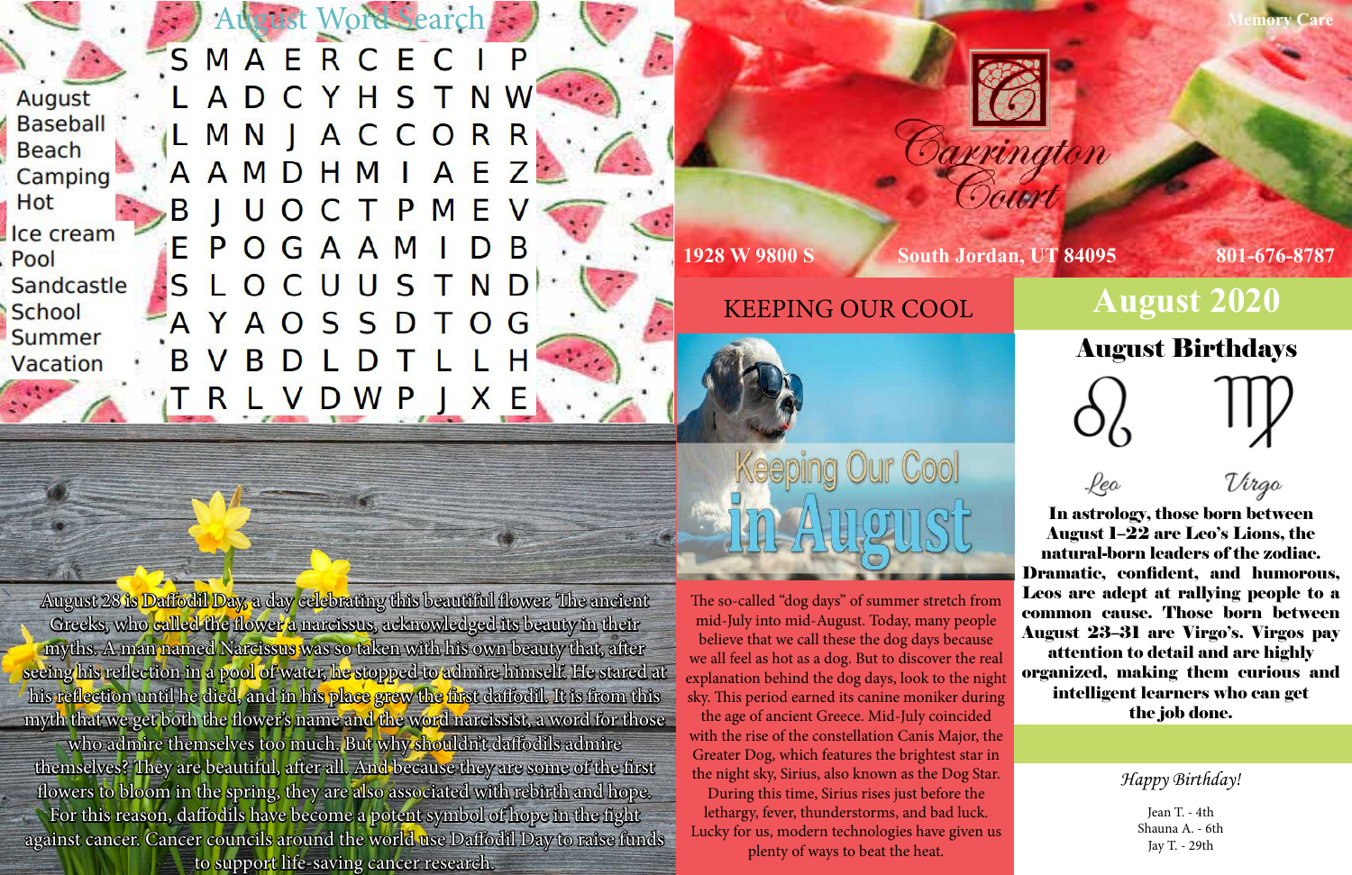# August Word Search

- August
- Baseball
- Beach
- Camping
- Hot
- Ice cream
- Pool
- Sandcastle
- School
- Summer
- Vacation

| | | | | | | | | | |
|---|---|---|---|---|---|---|---|---|---|
| S | M | A | E | R | C | E | C | I | P |
| L | A | D | C | Y | H | S | T | N | W |
| L | M | N | J | A | C | C | O | R | R |
| A | A | M | D | H | M | I | A | E | Z |
| B | J | U | O | C | T | P | M | E | V |
| E | P | O | G | A | A | M | I | D | B |
| S | L | O | C | U | U | S | T | N | D |
| A | Y | A | O | S | S | D | T | O | G |
| B | V | B | D | L | D | T | L | L | H |
| T | R | L | V | D | W | P | J | X | E |

August 28 is Daffodil Day, a day celebrating this beautiful flower. The ancient Greeks, who called the flower a narcissus, acknowledged its beauty in their myths. A man named Narcissus was so taken with his own beauty that, after seeing his reflection in a pool of water, he stopped to admire himself. He stared at his reflection until he died, and in his place grew the first daffodil. It is from this myth that we get both the flower's name and the word narcissist, a word for those who admire themselves too much. But why shouldn't daffodils admire themselves? They are beautiful, after all. And because they are some of the first flowers to bloom in the spring, they are also associated with rebirth and hope. For this reason, daffodils have become a potent symbol of hope in the fight against cancer. Cancer councils around the world use Daffodil Day to raise funds to support life-saving cancer research.

Memory Care

Carrington Court

1928 W 9800 S | South Jordan, UT 84095 | 801-676-8787

## KEEPING OUR COOL

Keeping Our Cool in August

The so-called "dog days" of summer stretch from mid-July into mid-August. Today, many people believe that we call these the dog days because we all feel as hot as a dog. But to discover the real explanation behind the dog days, look to the night sky. This period earned its canine moniker during the age of ancient Greece. Mid-July coincided with the rise of the constellation Canis Major, the Greater Dog, which features the brightest star in the night sky, Sirius, also known as the Dog Star. During this time, Sirius rises just before the lethargy, fever, thunderstorms, and bad luck. Lucky for us, modern technologies have given us plenty of ways to beat the heat.

# August 2020

## August Birthdays

♌ Leo ♍ Virgo

**In astrology, those born between August 1–22 are Leo's Lions, the natural-born leaders of the zodiac. Dramatic, confident, and humorous, Leos are adept at rallying people to a common cause. Those born between August 23–31 are Virgo's. Virgos pay attention to detail and are highly organized, making them curious and intelligent learners who can get the job done.**

*Happy Birthday!*

Jean T. - 4th
Shauna A. - 6th
Jay T. - 29th